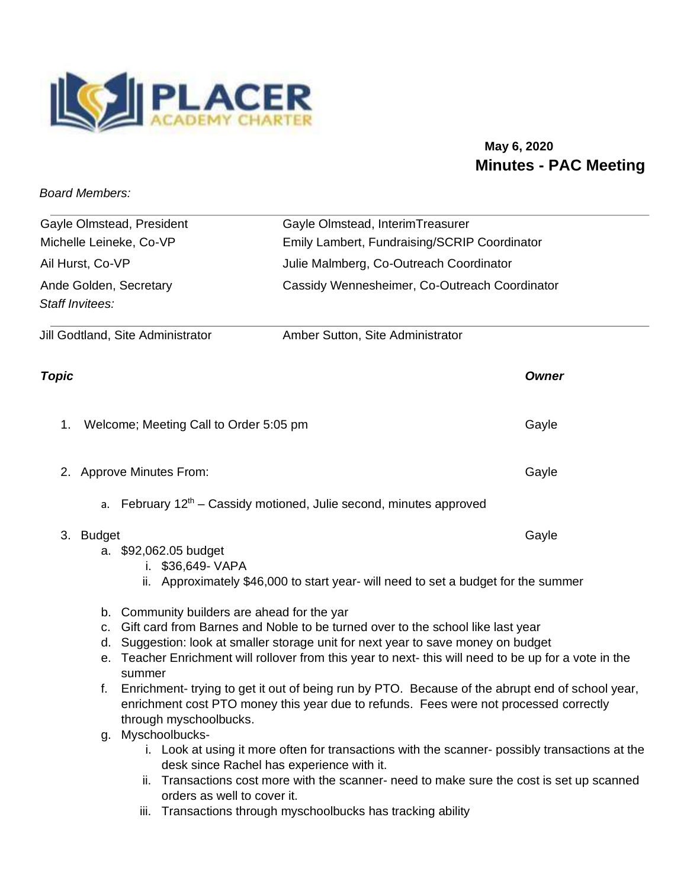PLACER ACADEMY CHARTER

**May 6, 2020**

## Minutes - PAC Meeting

*Board Members:*

| | |
|---|---|
| Gayle Olmstead, President | Gayle Olmstead, InterimTreasurer |
| Michelle Leineke, Co-VP | Emily Lambert, Fundraising/SCRIP Coordinator |
| Ail Hurst, Co-VP | Julie Malmberg, Co-Outreach Coordinator |
| Ande Golden, Secretary | Cassidy Wennesheimer, Co-Outreach Coordinator |

*Staff Invitees:*

| | |
|---|---|
| Jill Godtland, Site Administrator | Amber Sutton, Site Administrator |

| ***Topic*** | ***Owner*** |
|---|---|
| 1. Welcome; Meeting Call to Order 5:05 pm | Gayle |
| 2. Approve Minutes From: | Gayle |
| 3. Budget | Gayle |

1. Welcome; Meeting Call to Order 5:05 pm — Gayle

2. Approve Minutes From: — Gayle
   a. February 12th – Cassidy motioned, Julie second, minutes approved

3. Budget — Gayle
   a. $92,062.05 budget
      i. $36,649- VAPA
      ii. Approximately $46,000 to start year- will need to set a budget for the summer
   b. Community builders are ahead for the yar
   c. Gift card from Barnes and Noble to be turned over to the school like last year
   d. Suggestion: look at smaller storage unit for next year to save money on budget
   e. Teacher Enrichment will rollover from this year to next- this will need to be up for a vote in the summer
   f. Enrichment- trying to get it out of being run by PTO. Because of the abrupt end of school year, enrichment cost PTO money this year due to refunds. Fees were not processed correctly through myschoolbucks.
   g. Myschoolbucks-
      i. Look at using it more often for transactions with the scanner- possibly transactions at the desk since Rachel has experience with it.
      ii. Transactions cost more with the scanner- need to make sure the cost is set up scanned orders as well to cover it.
      iii. Transactions through myschoolbucks has tracking ability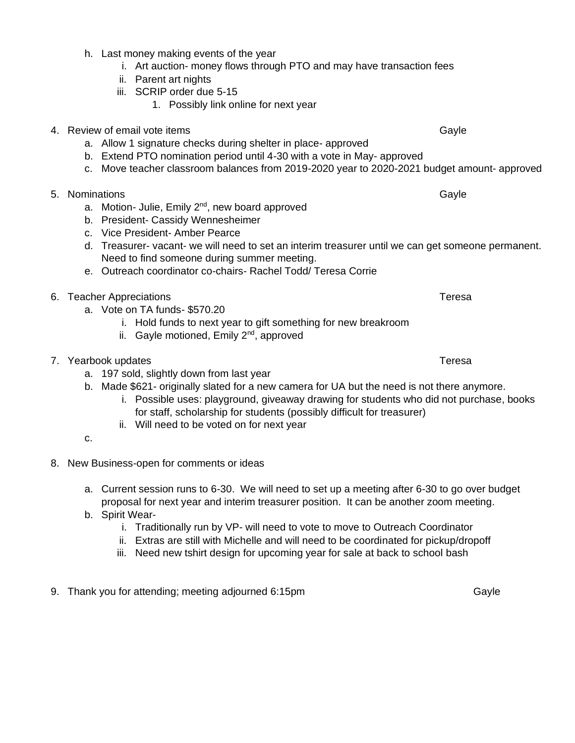h. Last money making events of the year
    i. Art auction- money flows through PTO and may have transaction fees
    ii. Parent art nights
    iii. SCRIP order due 5-15
        1. Possibly link online for next year

4. Review of email vote items — Gayle
    a. Allow 1 signature checks during shelter in place- approved
    b. Extend PTO nomination period until 4-30 with a vote in May- approved
    c. Move teacher classroom balances from 2019-2020 year to 2020-2021 budget amount- approved

5. Nominations — Gayle
    a. Motion- Julie, Emily 2nd, new board approved
    b. President- Cassidy Wennesheimer
    c. Vice President- Amber Pearce
    d. Treasurer- vacant- we will need to set an interim treasurer until we can get someone permanent. Need to find someone during summer meeting.
    e. Outreach coordinator co-chairs- Rachel Todd/ Teresa Corrie

6. Teacher Appreciations — Teresa
    a. Vote on TA funds- $570.20
        i. Hold funds to next year to gift something for new breakroom
        ii. Gayle motioned, Emily 2nd, approved

7. Yearbook updates — Teresa
    a. 197 sold, slightly down from last year
    b. Made $621- originally slated for a new camera for UA but the need is not there anymore.
        i. Possible uses: playground, giveaway drawing for students who did not purchase, books for staff, scholarship for students (possibly difficult for treasurer)
        ii. Will need to be voted on for next year
    c.

8. New Business-open for comments or ideas
    a. Current session runs to 6-30. We will need to set up a meeting after 6-30 to go over budget proposal for next year and interim treasurer position. It can be another zoom meeting.
    b. Spirit Wear-
        i. Traditionally run by VP- will need to vote to move to Outreach Coordinator
        ii. Extras are still with Michelle and will need to be coordinated for pickup/dropoff
        iii. Need new tshirt design for upcoming year for sale at back to school bash

9. Thank you for attending; meeting adjourned 6:15pm — Gayle